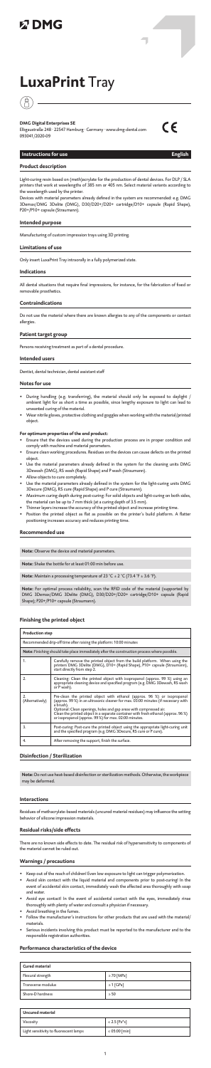DMG

# LuxaPrint Tray

**DMG Digital Enterprises SE**
Elbgaustraße 248 · 22547 Hamburg · Germany · www.dmg-dental.com
093041/2020-09

CE

## Instructions for use English

### Product description

Light-curing resin based on (meth)acrylate for the production of dental devices. For DLP / SLA printers that work at wavelengths of 385 nm or 405 nm. Select material variants according to the wavelength used by the printer.

Devices with material parameters already defined in the system are recommended: e.g. DMG 3Demax/DMG 3Delite (DMG), D30/D20+/D20+ cartridge/D10+ capsule (Rapid Shape), P20+/P10+ capsule (Straumann).

### Intended purpose

Manufacturing of custom impression trays using 3D printing.

### Limitations of use

Only insert LuxaPrint Tray intraorally in a fully polymerized state.

### Indications

All dental situations that require final impressions, for instance, for the fabrication of fixed or removable prosthetics.

### Contraindications

Do not use the material where there are known allergies to any of the components or contact allergies.

### Patient target group

Persons receiving treatment as part of a dental procedure.

### Intended users

Dentist, dental technician, dental assistant staff

### Notes for use

- During handling (e.g. transferring), the material should only be exposed to daylight / ambient light for as short a time as possible, since lengthy exposure to light can lead to unwanted curing of the material.
- Wear nitrile gloves, protective clothing and goggles when working with the material/printed object.

**For optimum properties of the end product:**

- Ensure that the devices used during the production process are in proper condition and comply with machine and material parameters.
- Ensure clean working procedures. Residues on the devices can cause defects on the printed object.
- Use the material parameters already defined in the system for the cleaning units DMG 3Dewash (DMG), RS wash (Rapid Shape) and P wash (Straumann).
- Allow objects to cure completely.
- Use the material parameters already defined in the system for the light-curing units DMG 3Decure (DMG), RS cure (Rapid Shape) and P cure (Straumann).
- Maximum curing depth during post-curing: For solid objects and light-curing on both sides, the material can be up to 7 mm thick (at a curing depth of 3.5 mm).
- Thinner layers increase the accuracy of the printed object and increase printing time.
- Position the printed object as flat as possible on the printer's build platform. A flatter positioning increases accuracy and reduces printing time.

### Recommended use

**Note:** Observe the device and material parameters.

**Note:** Shake the bottle for at least 01:00 min before use.

**Note:** Maintain a processing temperature of 23 °C ± 2 °C (73.4 °F ± 3.6 °F).

**Note:** For optimal process reliability, scan the RFID code of the material (supported by DMG 3Demax/DMG 3Delite (DMG), D30/D20+/D20+ cartridge/D10+ capsule (Rapid Shape); P20+/P10+ capsule (Straumann).

### Finishing the printed object

| Production step | |
|---|---|
| Recommended drip-off time after raising the platform: 10:00 minutes | |
| **Note:** Finishing should take place immediately after the construction process where possible. | |
| 1. | Carefully remove the printed object from the build platform. When using the printers DMG 3Delite (DMG), D10+ (Rapid Shape), P10+ capsule (Straumann), start directly from step 2. |
| 2. | Cleaning: Clean the printed object with isopropanol (approx. 99 %) using an appropriate cleaning device and specified program (e.g. DMG 3Dewash, RS wash or P wash). |
| 2. (Alternatively) | Pre-clean the printed object with ethanol (approx. 96 %) or isopropanol (approx. 99 %) in an ultrasonic cleaner for max. 03:00 minutes (if necessary with a brush).<br>Optional: Clean openings, holes and gap areas with compressed air.<br>Clean the printed object in a separate container with fresh ethanol (approx. 96 %) or isopropanol (approx. 99 %) for max. 02:00 minutes. |
| 3. | Post-curing: Post-cure the printed object using the appropriate light-curing unit and the specified program (e.g. DMG 3Decure, RS cure or P cure). |
| 4. | After removing the support, finish the surface. |

### Disinfection / Sterilization

**Note:** Do not use heat-based disinfection or sterilization methods. Otherwise, the workpiece may be deformed.

### Interactions

Residues of methacrylate-based materials (uncured material residues) may influence the setting behavior of silicone impression materials.

### Residual risks/side effects

There are no known side effects to date. The residual risk of hypersensitivity to components of the material cannot be ruled out.

### Warnings / precautions

- Keep out of the reach of children! Even low exposure to light can trigger polymerization.
- Avoid skin contact with the liquid material and components prior to post-curing! In the event of accidental skin contact, immediately wash the affected area thoroughly with soap and water.
- Avoid eye contact! In the event of accidental contact with the eyes, immediately rinse thoroughly with plenty of water and consult a physician if necessary.
- Avoid breathing in the fumes.
- Follow the manufacturer's instructions for other products that are used with the material/materials.
- Serious incidents involving this product must be reported to the manufacturer and to the responsible registration authorities.

### Performance characteristics of the device

| Cured material | |
|---|---|
| Flexural strength | ≥ 70 [MPa] |
| Transverse modulus | ≥ 1 [GPa] |
| Shore-D hardness | ≥ 50 |

| Uncured material | |
|---|---|
| Viscosity | ≤ 2.5 [Pa*s] |
| Light sensitivity to fluorescent lamps | ≤ 05:00 [min] |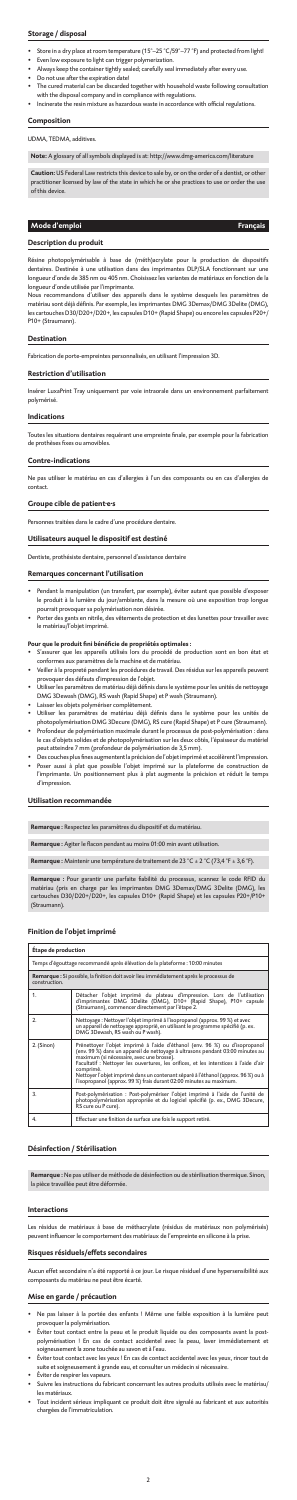## Storage / disposal

- Store in a dry place at room temperature (15°–25 °C/59°–77 °F) and protected from light!
- Even low exposure to light can trigger polymerization.
- Always keep the container tightly sealed; carefully seal immediately after every use.
- Do not use after the expiration date!
- The cured material can be discarded together with household waste following consultation with the disposal company and in compliance with regulations.
- Incinerate the resin mixture as hazardous waste in accordance with official regulations.

## Composition

UDMA, TEDMA, additives.

**Note:** A glossary of all symbols displayed is at: http://www.dmg-america.com/literature

**Caution:** US Federal Law restricts this device to sale by, or on the order of a dentist, or other practitioner licensed by law of the state in which he or she practices to use or order the use of this device.

# Mode d'emploi — Français

## Description du produit

Résine photopolymérisable à base de (méth)acrylate pour la production de dispositifs dentaires. Destinée à une utilisation dans des imprimantes DLP/SLA fonctionnant sur une longueur d'onde de 385 nm ou 405 nm. Choisissez les variantes de matériaux en fonction de la longueur d'onde utilisée par l'imprimante.

Nous recommandons d'utiliser des appareils dans le système desquels les paramètres de matériau sont déjà définis. Par exemple, les imprimantes DMG 3Demax/DMG 3Delite (DMG), les cartouches D30/D20+/D20+, les capsules D10+ (Rapid Shape) ou encore les capsules P20+/P10+ (Straumann).

## Destination

Fabrication de porte-empreintes personnalisés, en utilisant l'impression 3D.

## Restriction d'utilisation

Insérer LuxaPrint Tray uniquement par voie intraorale dans un environnement parfaitement polymérisé.

## Indications

Toutes les situations dentaires requérant une empreinte finale, par exemple pour la fabrication de prothèses fixes ou amovibles.

## Contre-indications

Ne pas utiliser le matériau en cas d'allergies à l'un des composants ou en cas d'allergies de contact.

## Groupe cible de patient·e·s

Personnes traitées dans le cadre d'une procédure dentaire.

## Utilisateurs auquel le dispositif est destiné

Dentiste, prothésiste dentaire, personnel d'assistance dentaire

## Remarques concernant l'utilisation

- Pendant la manipulation (un transfert, par exemple), éviter autant que possible d'exposer le produit à la lumière du jour/ambiante, dans la mesure où une exposition trop longue pourrait provoquer sa polymérisation non désirée.
- Porter des gants en nitrile, des vêtements de protection et des lunettes pour travailler avec le matériau/l'objet imprimé.

**Pour que le produit bénéficie de propriétés optimales :**

- S'assurer que les appareils utilisés lors du procédé de production sont en bon état et conformes aux paramètres de la machine et du matériau.
- Veiller à la propreté pendant les procédures de travail. Des résidus sur les appareils peuvent provoquer des défauts d'impression de l'objet.
- Utiliser les paramètres de matériau déjà définis dans le système pour les unités de nettoyage DMG 3Dwash (DMG), RS wash (Rapid Shape) et P wash (Straumann).
- Laisser les objets polymériser complètement.
- Utiliser les paramètres de matériau déjà définis dans le système pour les unités de photopolymérisation DMG 3Decure (DMG), RS cure (Rapid Shape) et P cure (Straumann).
- Profondeur de polymérisation maximale durant le processus de post-polymérisation : dans le cas d'objets solides et de photopolymérisation sur les deux côtés, l'épaisseur du matériel peut atteindre 7 mm (profondeur de polymérisation de 3,5 mm).
- Des couches plus fines augmentent la précision de l'objet imprimé et accélèrent l'impression.
- Pour aussi à plat que possible l'objet imprimé sur la plateforme de construction de l'imprimante. Un positionnement plus à plat augmente la précision et réduit le temps d'impression.

## Utilisation recommandée

**Remarque :** Respectez les paramètres du dispositif et du matériau.

**Remarque :** Agiter le flacon pendant au moins 01:00 min avant utilisation.

**Remarque :** Maintenir une température de traitement de 23 °C ± 2 °C (73,4 °F ± 3,6 °F).

**Remarque :** Pour garantir une parfaite fiabilité du processus, scannez le code RFID du matériau (pris en charge par les imprimantes DMG 3Demax/DMG 3Delite (DMG), les cartouches D30/D20+/D20+, les capsules D10+ (Rapid Shape) et les capsules P20+/P10+ (Straumann).

## Finition de l'objet imprimé

| Étape de production | |
|---|---|
| Temps d'égouttage recommandé après élévation de la plateforme : 10:00 minutes | |
| **Remarque :** Si possible, la finition doit avoir lieu immédiatement après le processus de construction. | |
| 1. | Détacher l'objet imprimé du plateau d'impression. Lors de l'utilisation d'imprimantes DMG 3Delite (DMG), D10+ (Rapid Shape), P10+ capsule (Straumann), commencer directement par l'étape 2. |
| 2. | Nettoyage : Nettoyer l'objet imprimé à l'isopropanol (approx. 99 %) et avec un appareil de nettoyage approprié, en utilisant le programme spécifié (p. ex. DMG 3Dwash, RS wash ou P wash). |
| 2. (Sinon) | Prénettoyer l'objet imprimé à l'aide d'éthanol (env. 96 %) ou d'isopropanol (env. 99 %) dans un appareil de nettoyage à ultrasons pendant 03:00 minutes au maximum (si nécessaire, avec une brosse).<br>Facultatif : Nettoyer les ouvertures, les orifices, et les interstices à l'aide d'air comprimé.<br>Nettoyer l'objet imprimé dans un contenant séparé à l'éthanol (approx. 96 %) ou à l'isopropanol (approx. 99 %) frais durant 02:00 minutes au maximum. |
| 3. | Post-polymérisation : Post-polymériser l'objet imprimé à l'aide de l'unité de photopolymérisation appropriée et du logiciel spécifié (p. ex., DMG 3Decure, RS cure ou P cure). |
| 4. | Effectuer une finition de surface une fois le support retiré. |

## Désinfection / Stérilisation

**Remarque :** Ne pas utiliser de méthode de désinfection ou de stérilisation thermique. Sinon, la pièce travaillée peut être déformée.

## Interactions

Les résidus de matériaux à base de méthacrylate (résidus de matériaux non polymérisés) peuvent influencer le comportement des matériaux de l'empreinte en silicone à la prise.

## Risques résiduels/effets secondaires

Aucun effet secondaire n'a été rapporté à ce jour. Le risque résiduel d'une hypersensibilité aux composants du matériau ne peut être écarté.

## Mise en garde / précaution

- Ne pas laisser à la portée des enfants ! Même une faible exposition à la lumière peut provoquer la polymérisation.
- Éviter tout contact entre la peau et le produit liquide ou des composants avant la post-polymérisation ! En cas de contact accidentel avec la peau, laver immédiatement et soigneusement la zone touchée au savon et à l'eau.
- Éviter tout contact avec les yeux ! En cas de contact accidentel avec les yeux, rincer tout de suite et soigneusement à grande eau, et consulter un médecin si nécessaire.
- Éviter de respirer les vapeurs.
- Suivre les instructions du fabricant concernant les autres produits utilisés avec le matériau/les matériaux.
- Tout incident sérieux impliquant ce produit doit être signalé au fabricant et aux autorités chargées de l'immatriculation.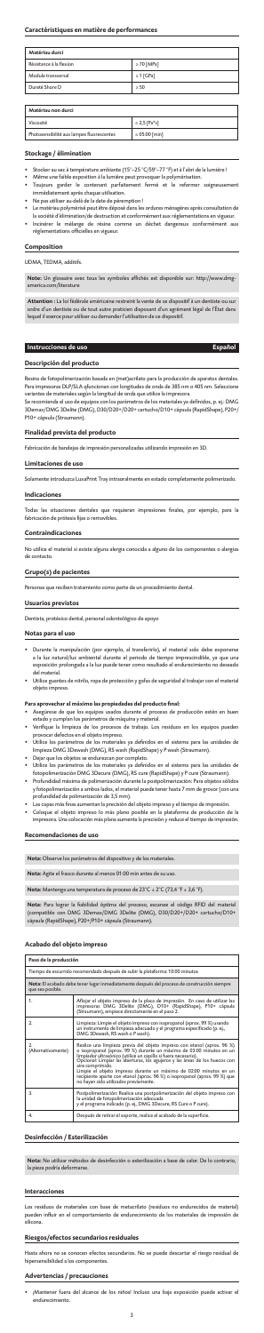## Caractéristiques en matière de performances

| Matériau durci | |
|---|---|
| Résistance à la flexion | ≥ 70 [MPa] |
| Module transversal | ≥ 1 [GPa] |
| Dureté Shore D | ≥ 50 |

| Matériau non durci | |
|---|---|
| Viscosité | ≤ 2,5 [Pa*s] |
| Photosensibilité aux lampes fluorescentes | ≥ 05:00 [min] |

## Stockage / élimination

- Stocker au sec à température ambiante (15°–25 °C/59°–77 °F) et à l'abri de la lumière !
- Même une faible exposition à la lumière peut provoquer la polymérisation.
- Toujours garder le contenant parfaitement fermé et le refermer soigneusement immédiatement après chaque utilisation.
- Ne pas utiliser au-delà de la date de péremption !
- Le matériau polymérisé peut être déposé dans les ordures ménagères après consultation de la société d'élimination/de destruction et conformément aux réglementations en vigueur.
- Incinérer le mélange de résine comme un déchet dangereux conformément aux réglementations officielles en vigueur.

## Composition

UDMA, TEDMA, additifs.

**Note:** Un glossaire avec tous les symboles affichés est disponible sur: http://www.dmg-america.com/literature.

**Attention :** La loi fédérale américaine restreint la vente de ce dispositif à un dentiste ou sur ordre d'un dentiste ou de tout autre praticien disposant d'un agrément légal de l'État dans lequel il exerce pour utiliser ou demander l'utilisation de ce dispositif.

## Instrucciones de uso — Español

### Descripción del producto

Resina de fotopolimerización basada en (met)acrilato para la producción de aparatos dentales. Para impresoras DLP/SLA ajusticiones con longitudes de onda de 385 nm o 405 nm. Seleccione variantes de materiales según la longitud de onda que utilice la impresora.
Se recomienda el uso de equipos con los parámetros de los materiales ya definidos, p. ej.: DMG 3Demax/DMG 3Delite (DMG), D30/D20+/D20+ cartucho/D10+ cápsula (RapidShape), P20+/P10+ cápsula (Straumann).

### Finalidad prevista del producto

Fabricación de bandejas de impresión personalizadas utilizando impresión en 3D.

### Limitaciones de uso

Solamente introduzca LuxaPrint Tray intraoralmente en estado completamente polimerizado.

### Indicaciones

Todas las situaciones dentales que requieran impresiones finales, por ejemplo, para la fabricación de prótesis fijas o removibles.

### Contraindicaciones

No utilice el material si existe alguna alergia conocida a alguno de los componentes o alergias de contacto.

### Grupo(s) de pacientes

Personas que reciben tratamiento como parte de un procedimiento dental.

### Usuarios previstos

Dentista, protésico dental, personal odontológico de apoyo

### Notas para el uso

- Durante la manipulación (por ejemplo, al transferirlo), el material solo debe exponerse a la luz natural/luz ambiental durante el período de tiempo imprescindible, ya que una exposición prolongada a la luz puede tener como resultado el endurecimiento no deseado del material.
- Utilice guantes de nitrilo, ropa de protección y gafas de seguridad al trabajar con el material objeto impreso.

**Para aprovechar al máximo las propiedades del producto final:**

- Asegúrese de que los equipos usados durante el proceso de producción estén en buen estado y cumplan los parámetros de máquina y material.
- Verifique la limpieza de los procesos de trabajo. Los residuos en los equipos pueden provocar defectos en el objeto impreso.
- Utilice los parámetros de los materiales ya definidos en el sistema para las unidades de limpieza DMG 3Dewash (DMG), RS wash (RapidShape) y P wash (Straumann).
- Deje que los objetos se endurezcan por completo.
- Utilice los parámetros de los materiales ya definidos en el sistema para las unidades de fotopolimerización DMG 3Decure (DMG), RS cure (RapidShape) y P cure (Straumann).
- Profundidad máxima de polimerización durante la postpolimerización: Para objetos sólidos y fotopolimerización a ambos lados, el material puede tener hasta 7 mm de grosor (con una profundidad de polimerización de 3,5 mm).
- Las capas más finas aumentan la precisión del objeto impreso y el tiempo de impresión.
- Coloque el objeto impreso lo más plano posible en la plataforma de producción de la impresora. Una colocación más plana aumenta la precisión y reduce el tiempo de impresión.

### Recomendaciones de uso

**Nota:** Observe los parámetros del dispositivo y de los materiales.

**Nota:** Agite el frasco durante al menos 01:00 min antes de su uso.

**Nota:** Mantenga una temperatura de proceso de 23°C ± 2°C (73,4 °F ± 3,6 °F).

**Nota:** Para lograr la fiabilidad óptima del proceso, escanee el código RFID del material (compatible con DMG 3Demax/DMG 3Delite (DMG), D30/D20+/D20+ cartucho/D10+ cápsula (RapidShape), P20+/P10+ cápsula (Straumann).

### Acabado del objeto impreso

| Paso de la producción | |
|---|---|
| Tiempo de escurrido recomendado después de subir la plataforma: 10:00 minutos | |
| **Nota:** El acabado debe tener lugar inmediatamente después del proceso de construcción siempre que sea posible. | |
| 1. | Aflojar el objeto impreso de la placa de impresión. En caso de utilizar las impresoras DMG 3Delite (DMG), D10+ (RapidShape), P10+ cápsula (Straumann), empiece directamente en el paso 2. |
| 2. | Limpieza: Limpie el objeto impreso con isopropanol (aprox. 99 %) usando un instrumento de limpieza adecuado y el programa especificado (p. ej., DMG 3Dewash, RS wash o P wash). |
| 2. (Alternativamente) | Realice una limpieza previa del objeto impreso con etanol (aprox. 96 %) o isopropanol (aprox. 99 %) durante un máximo de 03:00 minutos en un limpiador ultrasónico (utilice un cepillo si fuera necesario). Opcional: Limpiar las aberturas, los agujeros y las áreas de los huecos con aire comprimido. Limpie el objeto impreso durante un máximo de 02:00 minutos en un recipiente aparte con etanol (aprox. 96 %) o isopropanol (aprox. 99 %) que no hayan sido utilizados previamente. |
| 3. | Postpolimerización: Realice una postpolimerización del objeto impreso con la unidad de fotopolimerización adecuada y el programa indicado (p. ej., DMG 3Decure, RS Cure o P cure). |
| 4. | Después de retirar el soporte, realice el acabado de la superficie. |

### Desinfección / Esterilización

**Nota:** No utilizar métodos de desinfección o esterilización a base de calor. De lo contrario, la pieza podría deformarse.

### Interacciones

Los residuos de materiales con base de metacrilato (residuos no endurecidos de material) pueden influir en el comportamiento de endurecimiento de los materiales de impresión de silicona.

### Riesgos/efectos secundarios residuales

Hasta ahora no se conocen efectos secundarios. No se puede descartar el riesgo residual de hipersensibilidad a los componentes.

### Advertencias / precauciones

- ¡Mantener fuera del alcance de los niños! Incluso una baja exposición puede activar el endurecimiento.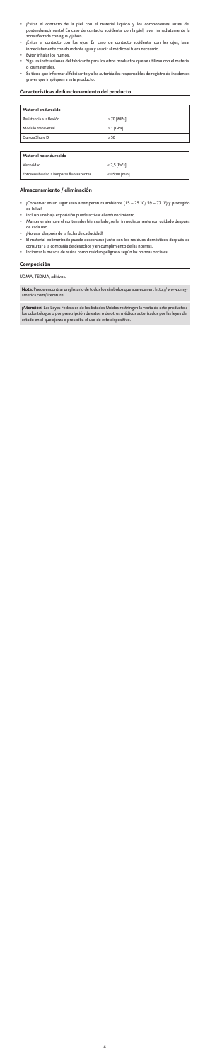- ¡Evitar el contacto de la piel con el material líquido y los componentes antes del postendurecimiento! En caso de contacto accidental con la piel, lavar inmediatamente la zona afectada con agua y jabón.
- ¡Evitar el contacto con los ojos! En caso de contacto accidental con los ojos, lavar inmediatamente con abundante agua y acudir al médico si fuera necesario.
- Evitar inhalar los humos.
- Siga las instrucciones del fabricante para los otros productos que se utilizan con el material o los materiales.
- Se tiene que informar al fabricante y a las autoridades responsables de registro de incidentes graves que impliquen a este producto.

## Características de funcionamiento del producto

| Material endurecido | |
|---|---|
| Resistencia a la flexión | > 70 [MPa] |
| Módulo transversal | > 1 [GPa] |
| Dureza Shore D | > 50 |

| Material no endurecido | |
|---|---|
| Viscosidad | < 2,5 [Pa*s] |
| Fotosensibilidad a lámparas fluorescentes | > 05:00 [min] |

## Almacenamiento / eliminación

- ¡Conservar en un lugar seco a temperatura ambiente (15 – 25 °C / 59 – 77 °F) y protegido de la luz!
- Incluso una baja exposición puede activar el endurecimiento.
- Mantener siempre el contenedor bien sellado; sellar inmediatamente con cuidado después de cada uso.
- ¡No usar después de la fecha de caducidad!
- El material polimerizado puede desecharse junto con los residuos domésticos después de consultar a la compañía de desechos y en cumplimiento de las normas.
- Incinerar la mezcla de resina como residuo peligroso según las normas oficiales.

## Composición

UDMA, TEDMA, aditivos.

**Nota:** Puede encontrar un glosario de todos los símbolos que aparecen en: http://www.dmg-america.com/literature

**¡Atención!** Las Leyes Federales de los Estados Unidos restringen la venta de este producto a los odontólogos o por prescripción de estos o de otros médicos autorizados por las leyes del estado en el que ejerza o prescriba el uso de este dispositivo.